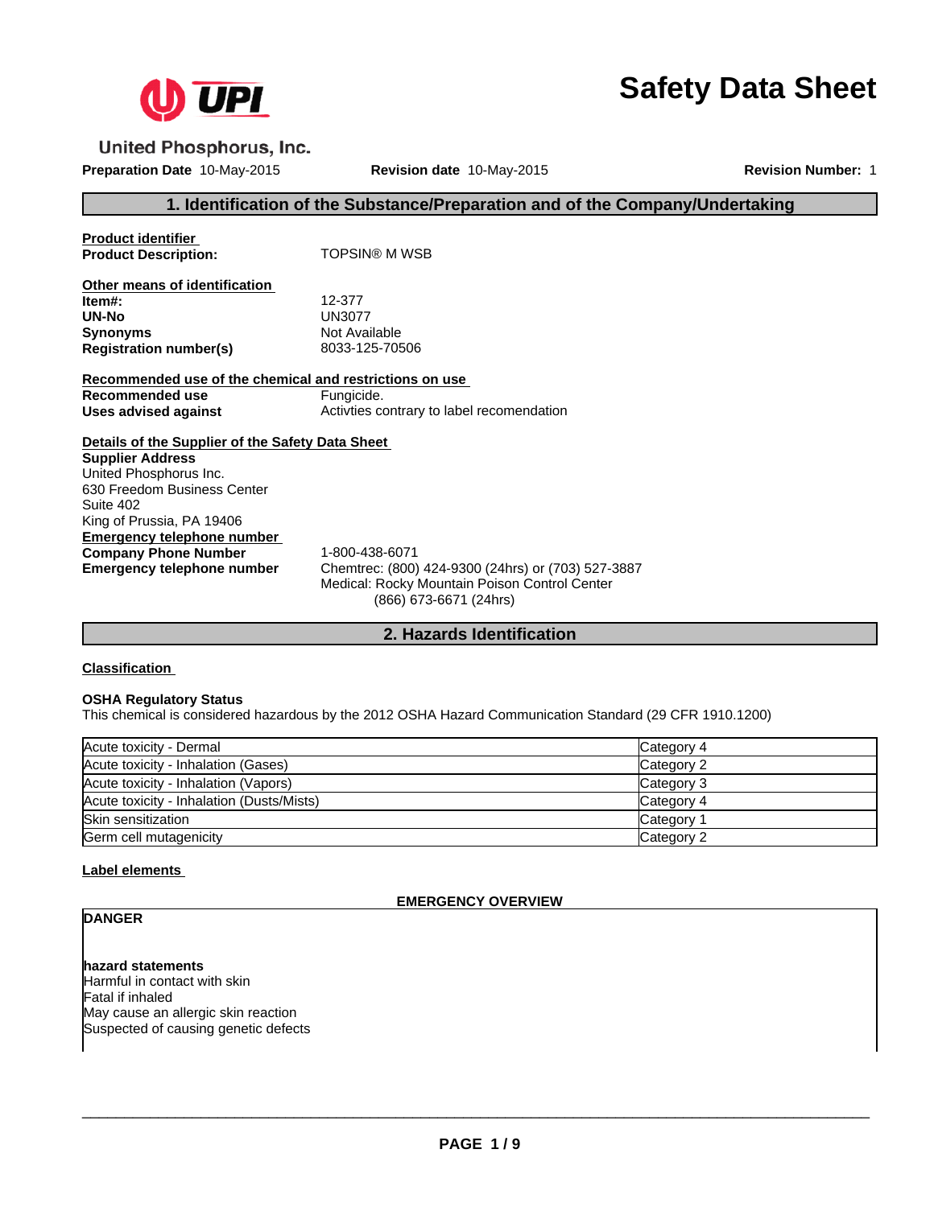United Phosphorus, Inc.

# Safety Data Sheet

**Preparation Date** 10-May-2015 **Revision date** 10-May-2015 **Revision Number:** 1

## 1. Identification of the Substance/Preparation and of the Company/Undertaking

**Product identifier**

| | |
|---|---|
| **Product Description:** | TOPSIN® M WSB |

**Other means of identification**

| | |
|---|---|
| **Item#:** | 12-377 |
| **UN-No** | UN3077 |
| **Synonyms** | Not Available |
| **Registration number(s)** | 8033-125-70506 |

**Recommended use of the chemical and restrictions on use**

| | |
|---|---|
| **Recommended use** | Fungicide. |
| **Uses advised against** | Activties contrary to label recomendation |

**Details of the Supplier of the Safety Data Sheet**

**Supplier Address**
United Phosphorus Inc.
630 Freedom Business Center
Suite 402
King of Prussia, PA 19406

**Emergency telephone number**

| | |
|---|---|
| **Company Phone Number** | 1-800-438-6071 |
| **Emergency telephone number** | Chemtrec: (800) 424-9300 (24hrs) or (703) 527-3887<br>Medical: Rocky Mountain Poison Control Center<br>(866) 673-6671 (24hrs) |

## 2. Hazards Identification

**Classification**

**OSHA Regulatory Status**
This chemical is considered hazardous by the 2012 OSHA Hazard Communication Standard (29 CFR 1910.1200)

| | |
|---|---|
| Acute toxicity - Dermal | Category 4 |
| Acute toxicity - Inhalation (Gases) | Category 2 |
| Acute toxicity - Inhalation (Vapors) | Category 3 |
| Acute toxicity - Inhalation (Dusts/Mists) | Category 4 |
| Skin sensitization | Category 1 |
| Germ cell mutagenicity | Category 2 |

**Label elements**

**EMERGENCY OVERVIEW**

**DANGER**

**hazard statements**
Harmful in contact with skin
Fatal if inhaled
May cause an allergic skin reaction
Suspected of causing genetic defects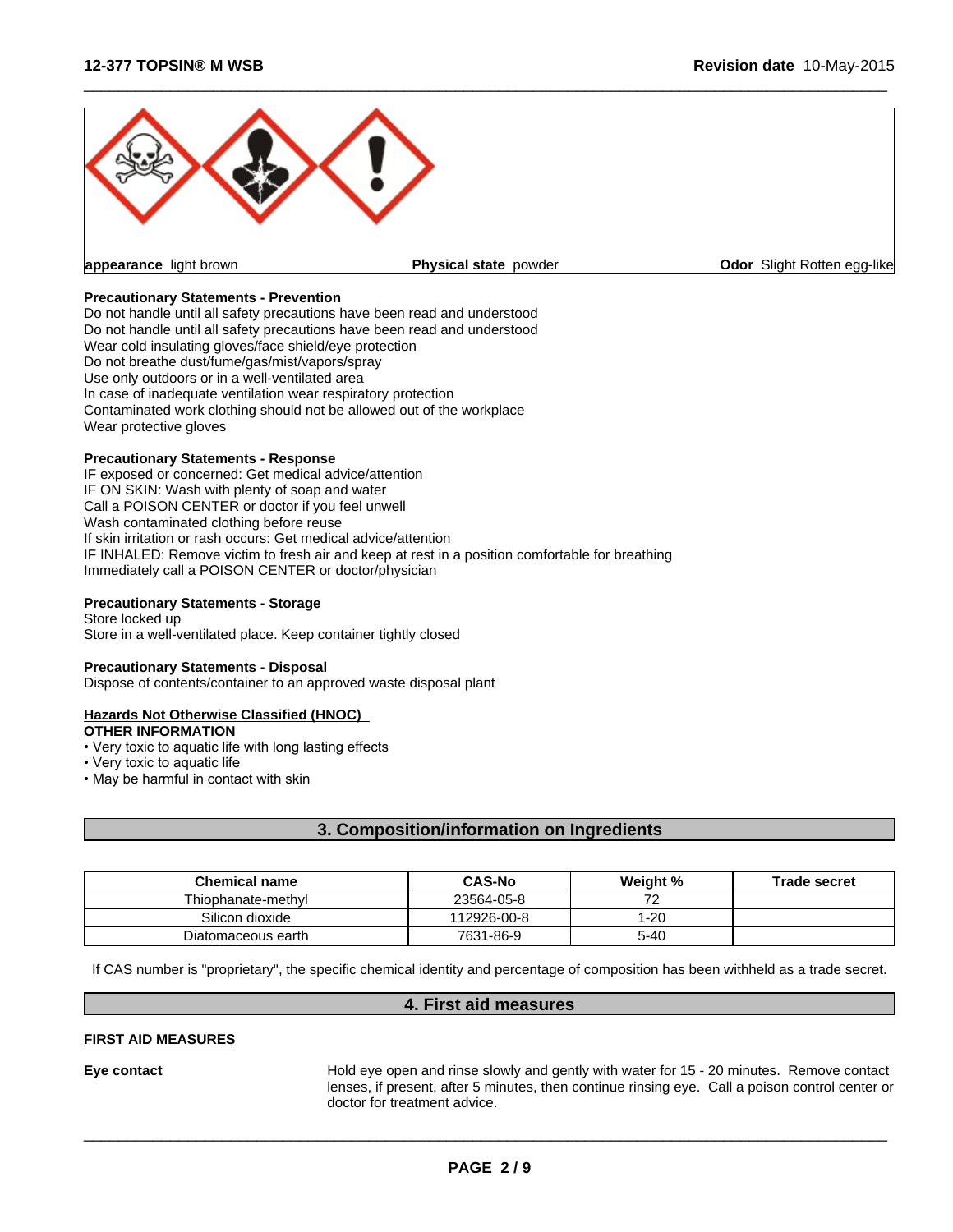appearance light brown | Physical state powder | Odor Slight Rotten egg-like

**Precautionary Statements - Prevention**
Do not handle until all safety precautions have been read and understood
Do not handle until all safety precautions have been read and understood
Wear cold insulating gloves/face shield/eye protection
Do not breathe dust/fume/gas/mist/vapors/spray
Use only outdoors or in a well-ventilated area
In case of inadequate ventilation wear respiratory protection
Contaminated work clothing should not be allowed out of the workplace
Wear protective gloves

**Precautionary Statements - Response**
IF exposed or concerned: Get medical advice/attention
IF ON SKIN: Wash with plenty of soap and water
Call a POISON CENTER or doctor if you feel unwell
Wash contaminated clothing before reuse
If skin irritation or rash occurs: Get medical advice/attention
IF INHALED: Remove victim to fresh air and keep at rest in a position comfortable for breathing
Immediately call a POISON CENTER or doctor/physician

**Precautionary Statements - Storage**
Store locked up
Store in a well-ventilated place. Keep container tightly closed

**Precautionary Statements - Disposal**
Dispose of contents/container to an approved waste disposal plant

**Hazards Not Otherwise Classified (HNOC)**
**OTHER INFORMATION**
- Very toxic to aquatic life with long lasting effects
- Very toxic to aquatic life
- May be harmful in contact with skin

## 3. Composition/information on Ingredients

| Chemical name | CAS-No | Weight % | Trade secret |
|---|---|---|---|
| Thiophanate-methyl | 23564-05-8 | 72 | |
| Silicon dioxide | 112926-00-8 | 1-20 | |
| Diatomaceous earth | 7631-86-9 | 5-40 | |

If CAS number is "proprietary", the specific chemical identity and percentage of composition has been withheld as a trade secret.

## 4. First aid measures

**FIRST AID MEASURES**

**Eye contact** Hold eye open and rinse slowly and gently with water for 15 - 20 minutes. Remove contact lenses, if present, after 5 minutes, then continue rinsing eye. Call a poison control center or doctor for treatment advice.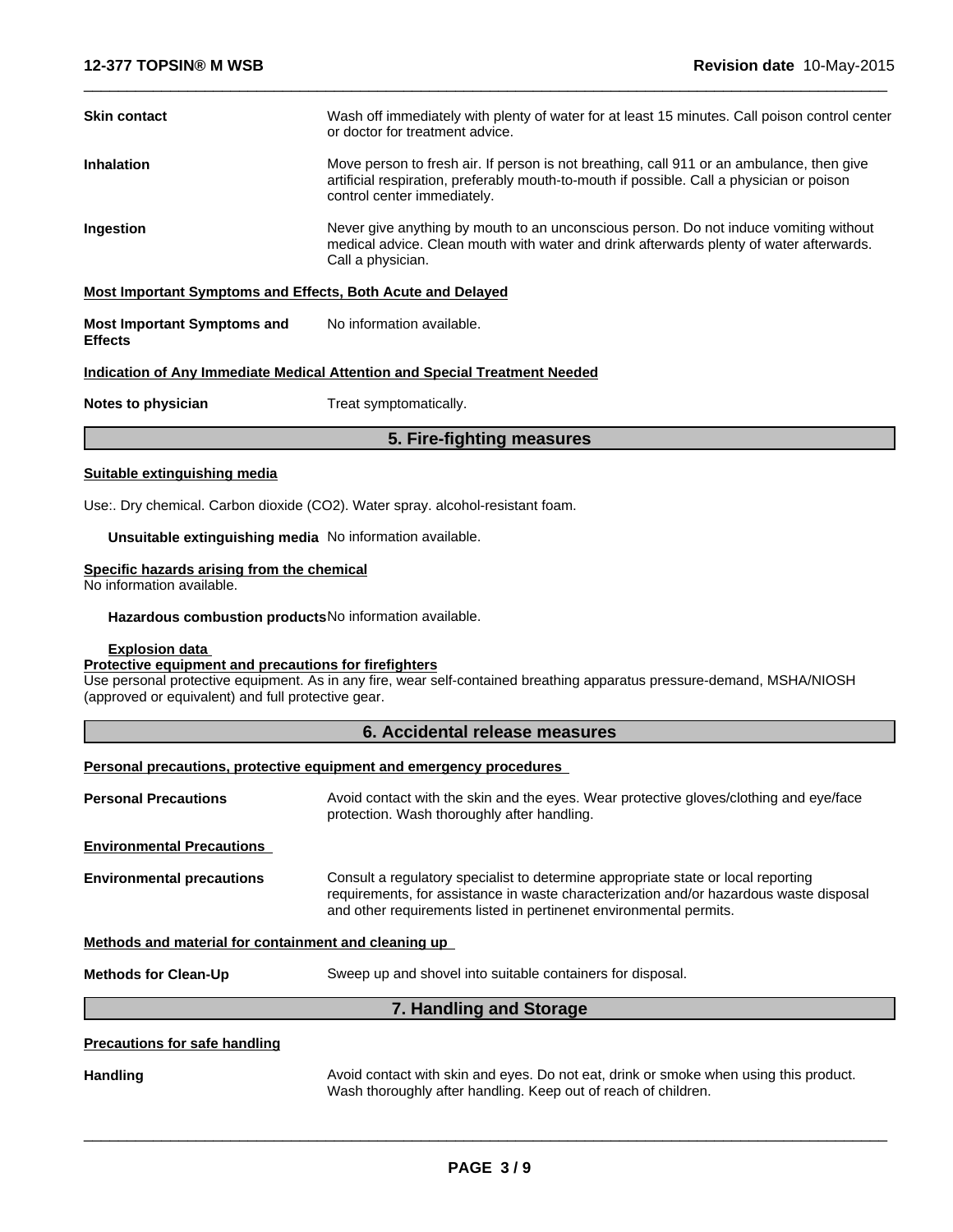**Skin contact** Wash off immediately with plenty of water for at least 15 minutes. Call poison control center or doctor for treatment advice.

**Inhalation** Move person to fresh air. If person is not breathing, call 911 or an ambulance, then give artificial respiration, preferably mouth-to-mouth if possible. Call a physician or poison control center immediately.

**Ingestion** Never give anything by mouth to an unconscious person. Do not induce vomiting without medical advice. Clean mouth with water and drink afterwards plenty of water afterwards. Call a physician.

**Most Important Symptoms and Effects, Both Acute and Delayed**

**Most Important Symptoms and Effects** No information available.

**Indication of Any Immediate Medical Attention and Special Treatment Needed**

**Notes to physician** Treat symptomatically.

## 5. Fire-fighting measures

**Suitable extinguishing media**

Use:. Dry chemical. Carbon dioxide ($CO_2$). Water spray. alcohol-resistant foam.

**Unsuitable extinguishing media** No information available.

**Specific hazards arising from the chemical**
No information available.

**Hazardous combustion products** No information available.

**Explosion data**

**Protective equipment and precautions for firefighters**
Use personal protective equipment. As in any fire, wear self-contained breathing apparatus pressure-demand, MSHA/NIOSH (approved or equivalent) and full protective gear.

## 6. Accidental release measures

**Personal precautions, protective equipment and emergency procedures**

**Personal Precautions** Avoid contact with the skin and the eyes. Wear protective gloves/clothing and eye/face protection. Wash thoroughly after handling.

**Environmental Precautions**

**Environmental precautions** Consult a regulatory specialist to determine appropriate state or local reporting requirements, for assistance in waste characterization and/or hazardous waste disposal and other requirements listed in pertinenet environmental permits.

**Methods and material for containment and cleaning up**

**Methods for Clean-Up** Sweep up and shovel into suitable containers for disposal.

## 7. Handling and Storage

**Precautions for safe handling**

**Handling** Avoid contact with skin and eyes. Do not eat, drink or smoke when using this product. Wash thoroughly after handling. Keep out of reach of children.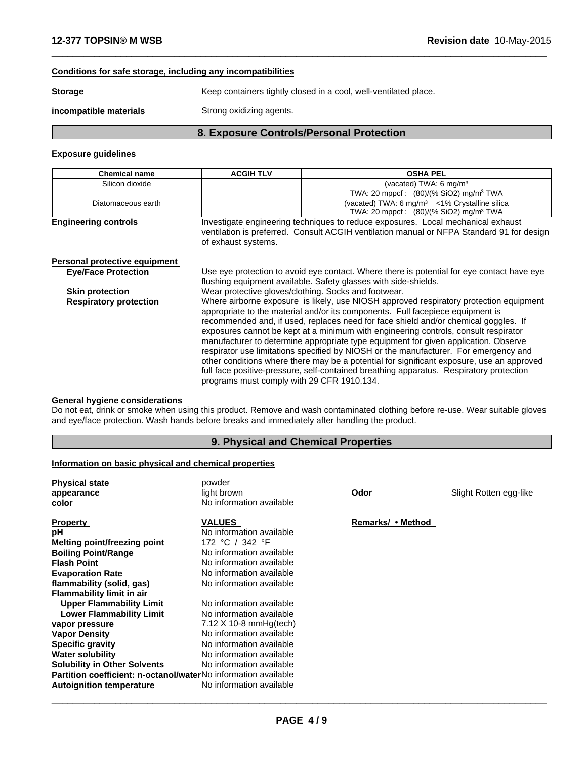#### Conditions for safe storage, including any incompatibilities

**Storage** Keep containers tightly closed in a cool, well-ventilated place.

**incompatible materials** Strong oxidizing agents.

## 8. Exposure Controls/Personal Protection

**Exposure guidelines**

| Chemical name | ACGIH TLV | OSHA PEL |
|---|---|---|
| Silicon dioxide | | (vacated) TWA: 6 mg/m³<br>TWA: 20 mppcf : (80)/(% SiO2) mg/m³ TWA |
| Diatomaceous earth | | (vacated) TWA: 6 mg/m³ <1% Crystalline silica<br>TWA: 20 mppcf : (80)/(% SiO2) mg/m³ TWA |

**Engineering controls** Investigate engineering techniques to reduce exposures. Local mechanical exhaust ventilation is preferred. Consult ACGIH ventilation manual or NFPA Standard 91 for design of exhaust systems.

#### Personal protective equipment

**Eye/Face Protection** Use eye protection to avoid eye contact. Where there is potential for eye contact have eye flushing equipment available. Safety glasses with side-shields.

**Skin protection** Wear protective gloves/clothing. Socks and footwear.

**Respiratory protection** Where airborne exposure is likely, use NIOSH approved respiratory protection equipment appropriate to the material and/or its components. Full facepiece equipment is recommended and, if used, replaces need for face shield and/or chemical goggles. If exposures cannot be kept at a minimum with engineering controls, consult respirator manufacturer to determine appropriate type equipment for given application. Observe respirator use limitations specified by NIOSH or the manufacturer. For emergency and other conditions where there may be a potential for significant exposure, use an approved full face positive-pressure, self-contained breathing apparatus. Respiratory protection programs must comply with 29 CFR 1910.134.

**General hygiene considerations**

Do not eat, drink or smoke when using this product. Remove and wash contaminated clothing before re-use. Wear suitable gloves and eye/face protection. Wash hands before breaks and immediately after handling the product.

## 9. Physical and Chemical Properties

#### Information on basic physical and chemical properties

**Physical state** powder

**appearance** light brown

**Odor** Slight Rotten egg-like

**color** No information available

| Property | VALUES | Remarks/ • Method |
|---|---|---|
| **pH** | No information available | |
| **Melting point/freezing point** | 172 °C / 342 °F | |
| **Boiling Point/Range** | No information available | |
| **Flash Point** | No information available | |
| **Evaporation Rate** | No information available | |
| **flammability (solid, gas)** | No information available | |
| **Flammability limit in air** | | |
| **Upper Flammability Limit** | No information available | |
| **Lower Flammability Limit** | No information available | |
| **vapor pressure** | 7.12 X 10-8 mmHg(tech) | |
| **Vapor Density** | No information available | |
| **Specific gravity** | No information available | |
| **Water solubility** | No information available | |
| **Solubility in Other Solvents** | No information available | |
| **Partition coefficient: n-octanol/water** | No information available | |
| **Autoignition temperature** | No information available | |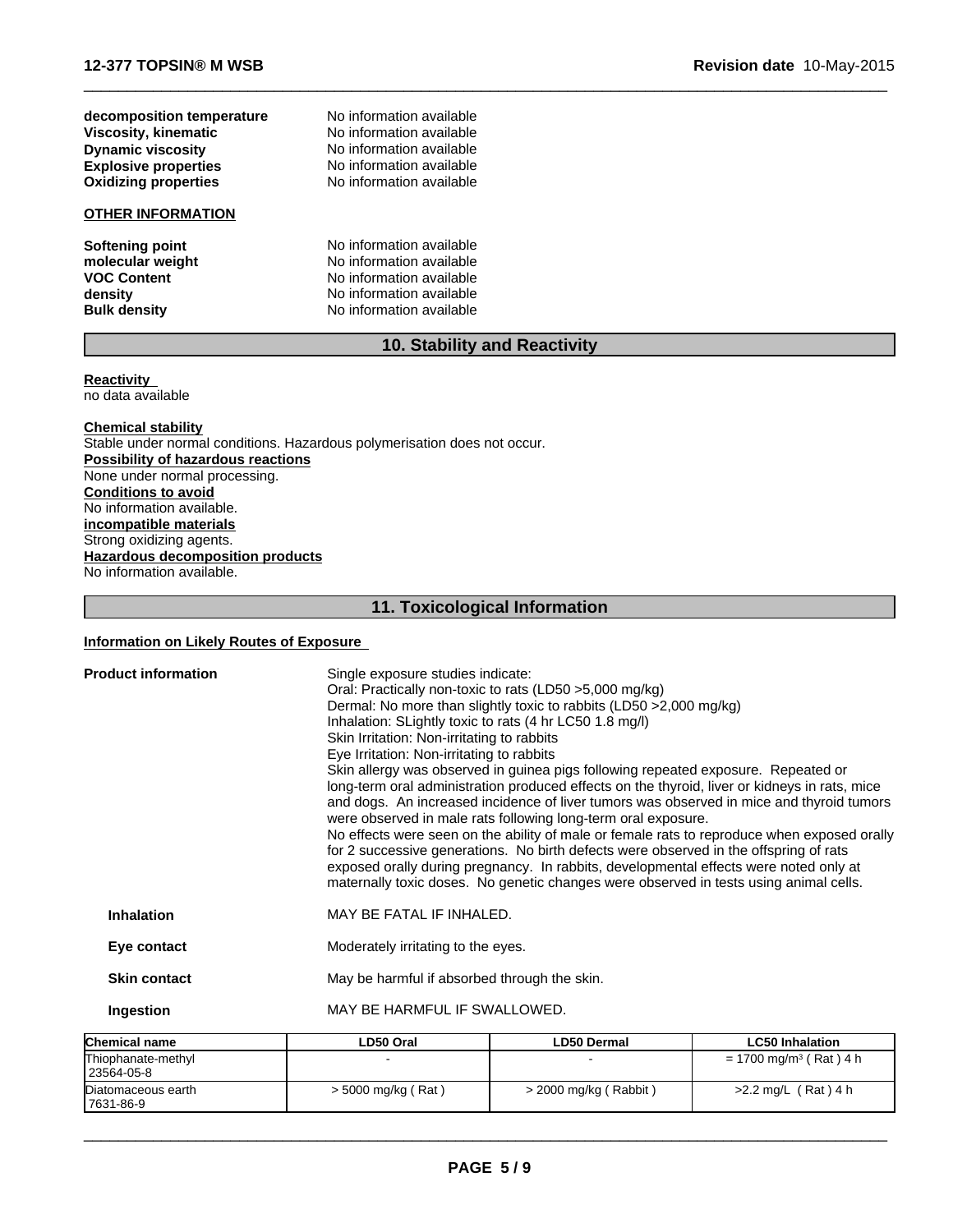| | |
|---|---|
| **decomposition temperature** | No information available |
| **Viscosity, kinematic** | No information available |
| **Dynamic viscosity** | No information available |
| **Explosive properties** | No information available |
| **Oxidizing properties** | No information available |

**OTHER INFORMATION**

| | |
|---|---|
| **Softening point** | No information available |
| **molecular weight** | No information available |
| **VOC Content** | No information available |
| **density** | No information available |
| **Bulk density** | No information available |

## 10. Stability and Reactivity

**Reactivity**
no data available

**Chemical stability**
Stable under normal conditions. Hazardous polymerisation does not occur.

**Possibility of hazardous reactions**
None under normal processing.

**Conditions to avoid**
No information available.

**incompatible materials**
Strong oxidizing agents.

**Hazardous decomposition products**
No information available.

## 11. Toxicological Information

**Information on Likely Routes of Exposure**

**Product information**

Single exposure studies indicate:
Oral: Practically non-toxic to rats (LD50 >5,000 mg/kg)
Dermal: No more than slightly toxic to rabbits (LD50 >2,000 mg/kg)
Inhalation: SLightly toxic to rats (4 hr LC50 1.8 mg/l)
Skin Irritation: Non-irritating to rabbits
Eye Irritation: Non-irritating to rabbits
Skin allergy was observed in guinea pigs following repeated exposure. Repeated or long-term oral administration produced effects on the thyroid, liver or kidneys in rats, mice and dogs. An increased incidence of liver tumors was observed in mice and thyroid tumors were observed in male rats following long-term oral exposure.
No effects were seen on the ability of male or female rats to reproduce when exposed orally for 2 successive generations. No birth defects were observed in the offspring of rats exposed orally during pregnancy. In rabbits, developmental effects were noted only at maternally toxic doses. No genetic changes were observed in tests using animal cells.

| | |
|---|---|
| **Inhalation** | MAY BE FATAL IF INHALED. |
| **Eye contact** | Moderately irritating to the eyes. |
| **Skin contact** | May be harmful if absorbed through the skin. |
| **Ingestion** | MAY BE HARMFUL IF SWALLOWED. |

| Chemical name | LD50 Oral | LD50 Dermal | LC50 Inhalation |
|---|---|---|---|
| Thiophanate-methyl 23564-05-8 | - | - | = 1700 mg/m$^3$ ( Rat ) 4 h |
| Diatomaceous earth 7631-86-9 | > 5000 mg/kg ( Rat ) | > 2000 mg/kg ( Rabbit ) | >2.2 mg/L ( Rat ) 4 h |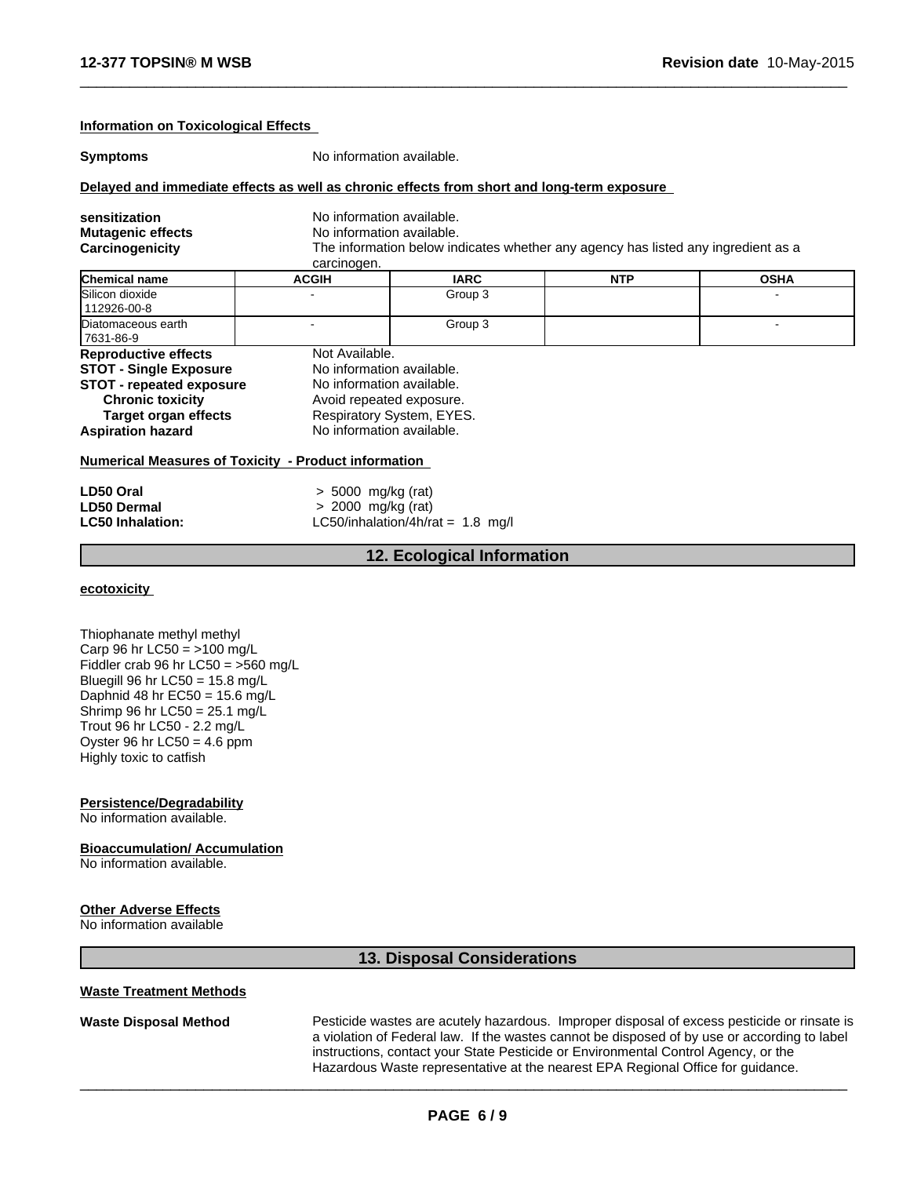**Information on Toxicological Effects**

**Symptoms** No information available.

**Delayed and immediate effects as well as chronic effects from short and long-term exposure**

**sensitization** No information available.
**Mutagenic effects** No information available.
**Carcinogenicity** The information below indicates whether any agency has listed any ingredient as a carcinogen.

| Chemical name | ACGIH | IARC | NTP | OSHA |
|---|---|---|---|---|
| Silicon dioxide 112926-00-8 | - | Group 3 | | - |
| Diatomaceous earth 7631-86-9 | - | Group 3 | | - |

**Reproductive effects** Not Available.
**STOT - Single Exposure** No information available.
**STOT - repeated exposure** No information available.
**Chronic toxicity** Avoid repeated exposure.
**Target organ effects** Respiratory System, EYES.
**Aspiration hazard** No information available.

**Numerical Measures of Toxicity - Product information**

**LD50 Oral** > 5000 mg/kg (rat)
**LD50 Dermal** > 2000 mg/kg (rat)
**LC50 Inhalation:** LC50/inhalation/4h/rat = 1.8 mg/l

## 12. Ecological Information

**ecotoxicity**

Thiophanate methyl methyl
Carp 96 hr LC50 = >100 mg/L
Fiddler crab 96 hr LC50 = >560 mg/L
Bluegill 96 hr LC50 = 15.8 mg/L
Daphnid 48 hr EC50 = 15.6 mg/L
Shrimp 96 hr LC50 = 25.1 mg/L
Trout 96 hr LC50 - 2.2 mg/L
Oyster 96 hr LC50 = 4.6 ppm
Highly toxic to catfish

**Persistence/Degradability**
No information available.

**Bioaccumulation/ Accumulation**
No information available.

**Other Adverse Effects**
No information available

## 13. Disposal Considerations

**Waste Treatment Methods**

**Waste Disposal Method** Pesticide wastes are acutely hazardous. Improper disposal of excess pesticide or rinsate is a violation of Federal law. If the wastes cannot be disposed of by use or according to label instructions, contact your State Pesticide or Environmental Control Agency, or the Hazardous Waste representative at the nearest EPA Regional Office for guidance.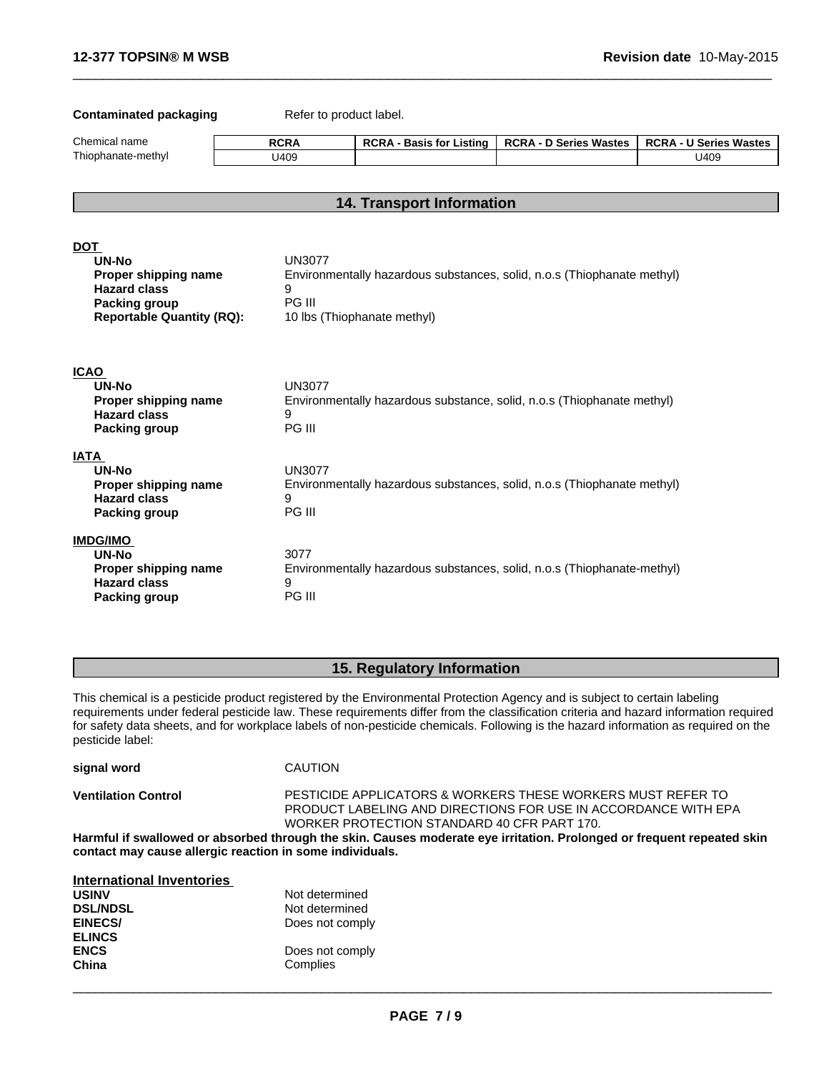**Contaminated packaging** Refer to product label.

| Chemical name | RCRA | RCRA - Basis for Listing | RCRA - D Series Wastes | RCRA - U Series Wastes |
|---|---|---|---|---|
| Thiophanate-methyl | U409 | | | U409 |

## 14. Transport Information

**DOT**

- **UN-No** UN3077
- **Proper shipping name** Environmentally hazardous substances, solid, n.o.s (Thiophanate methyl)
- **Hazard class** 9
- **Packing group** PG III
- **Reportable Quantity (RQ):** 10 lbs (Thiophanate methyl)

**ICAO**

- **UN-No** UN3077
- **Proper shipping name** Environmentally hazardous substance, solid, n.o.s (Thiophanate methyl)
- **Hazard class** 9
- **Packing group** PG III

**IATA**

- **UN-No** UN3077
- **Proper shipping name** Environmentally hazardous substances, solid, n.o.s (Thiophanate methyl)
- **Hazard class** 9
- **Packing group** PG III

**IMDG/IMO**

- **UN-No** 3077
- **Proper shipping name** Environmentally hazardous substances, solid, n.o.s (Thiophanate-methyl)
- **Hazard class** 9
- **Packing group** PG III

## 15. Regulatory Information

This chemical is a pesticide product registered by the Environmental Protection Agency and is subject to certain labeling requirements under federal pesticide law. These requirements differ from the classification criteria and hazard information required for safety data sheets, and for workplace labels of non-pesticide chemicals. Following is the hazard information as required on the pesticide label:

**signal word** CAUTION

**Ventilation Control** PESTICIDE APPLICATORS & WORKERS THESE WORKERS MUST REFER TO PRODUCT LABELING AND DIRECTIONS FOR USE IN ACCORDANCE WITH EPA WORKER PROTECTION STANDARD 40 CFR PART 170.

**Harmful if swallowed or absorbed through the skin. Causes moderate eye irritation. Prolonged or frequent repeated skin contact may cause allergic reaction in some individuals.**

**International Inventories**

| | |
|---|---|
| **USINV** | Not determined |
| **DSL/NDSL** | Not determined |
| **EINECS/ ELINCS** | Does not comply |
| **ENCS** | Does not comply |
| **China** | Complies |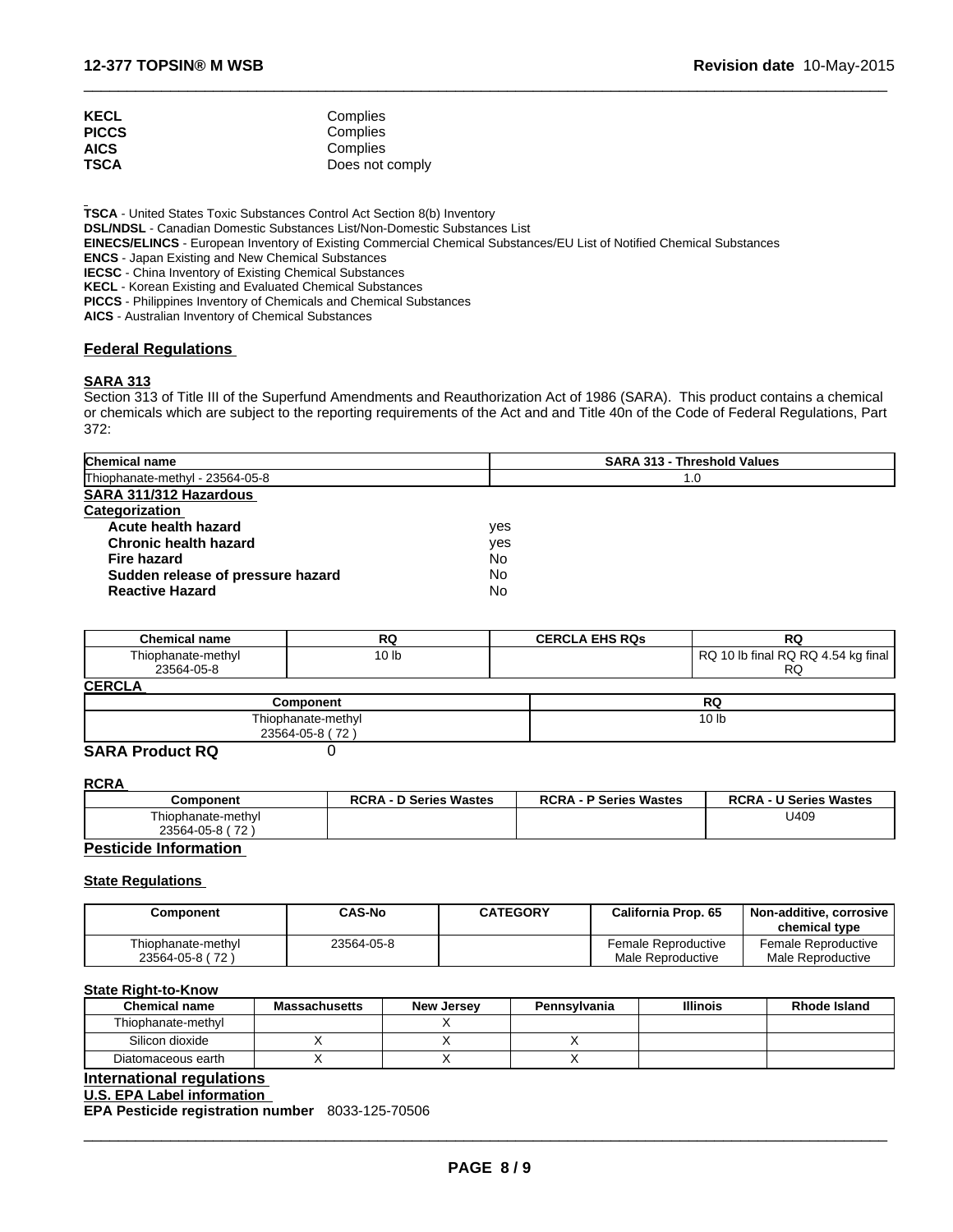| | |
|---|---|
| **KECL** | Complies |
| **PICCS** | Complies |
| **AICS** | Complies |
| **TSCA** | Does not comply |

**TSCA** - United States Toxic Substances Control Act Section 8(b) Inventory
**DSL/NDSL** - Canadian Domestic Substances List/Non-Domestic Substances List
**EINECS/ELINCS** - European Inventory of Existing Commercial Chemical Substances/EU List of Notified Chemical Substances
**ENCS** - Japan Existing and New Chemical Substances
**IECSC** - China Inventory of Existing Chemical Substances
**KECL** - Korean Existing and Evaluated Chemical Substances
**PICCS** - Philippines Inventory of Chemicals and Chemical Substances
**AICS** - Australian Inventory of Chemical Substances

## Federal Regulations

### SARA 313

Section 313 of Title III of the Superfund Amendments and Reauthorization Act of 1986 (SARA). This product contains a chemical or chemicals which are subject to the reporting requirements of the Act and and Title 40n of the Code of Federal Regulations, Part 372:

| Chemical name | SARA 313 - Threshold Values |
|---|---|
| Thiophanate-methyl - 23564-05-8 | 1.0 |

### SARA 311/312 Hazardous Categorization

| | |
|---|---|
| **Acute health hazard** | yes |
| **Chronic health hazard** | yes |
| **Fire hazard** | No |
| **Sudden release of pressure hazard** | No |
| **Reactive Hazard** | No |

| Chemical name | RQ | CERCLA EHS RQs | RQ |
|---|---|---|---|
| Thiophanate-methyl 23564-05-8 | 10 lb | | RQ 10 lb final RQ RQ 4.54 kg final RQ |

### CERCLA

| Component | RQ |
|---|---|
| Thiophanate-methyl 23564-05-8 ( 72 ) | 10 lb |

**SARA Product RQ** 0

### RCRA

| Component | RCRA - D Series Wastes | RCRA - P Series Wastes | RCRA - U Series Wastes |
|---|---|---|---|
| Thiophanate-methyl 23564-05-8 ( 72 ) | | | U409 |

## Pesticide Information

### State Regulations

| Component | CAS-No | CATEGORY | California Prop. 65 | Non-additive, corrosive chemical type |
|---|---|---|---|---|
| Thiophanate-methyl 23564-05-8 ( 72 ) | 23564-05-8 | | Female Reproductive Male Reproductive | Female Reproductive Male Reproductive |

### State Right-to-Know

| Chemical name | Massachusetts | New Jersey | Pennsylvania | Illinois | Rhode Island |
|---|---|---|---|---|---|
| Thiophanate-methyl | | X | | | |
| Silicon dioxide | X | X | X | | |
| Diatomaceous earth | X | X | X | | |

## International regulations

### U.S. EPA Label information

**EPA Pesticide registration number** 8033-125-70506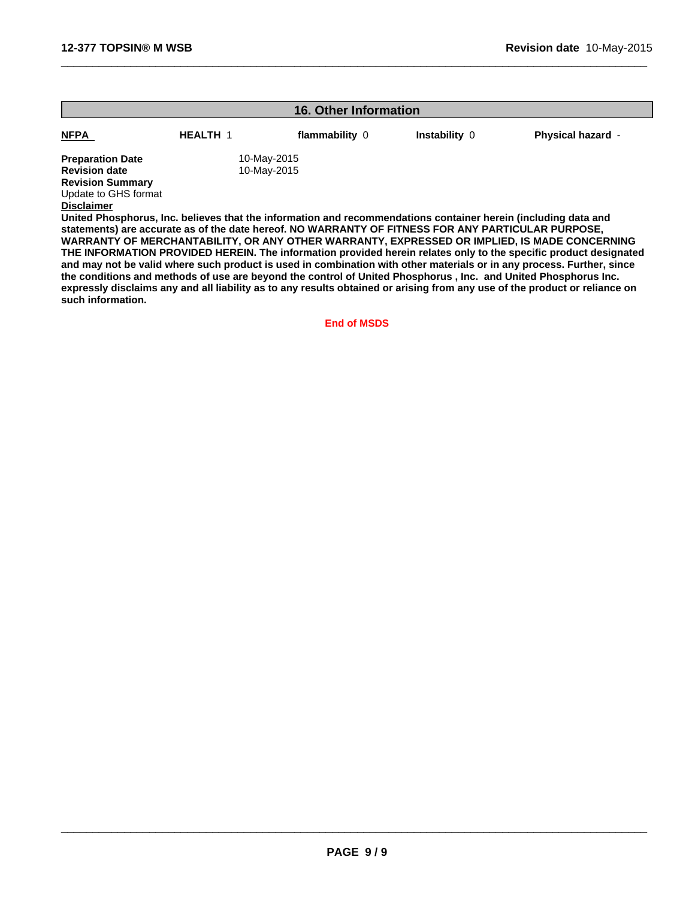## 16. Other Information

| NFPA | HEALTH 1 | flammability 0 | Instability 0 | Physical hazard - |
|---|---|---|---|---|

**Preparation Date** 10-May-2015
**Revision date** 10-May-2015
**Revision Summary**
Update to GHS format

**Disclaimer**

**United Phosphorus, Inc. believes that the information and recommendations container herein (including data and statements) are accurate as of the date hereof. NO WARRANTY OF FITNESS FOR ANY PARTICULAR PURPOSE, WARRANTY OF MERCHANTABILITY, OR ANY OTHER WARRANTY, EXPRESSED OR IMPLIED, IS MADE CONCERNING THE INFORMATION PROVIDED HEREIN. The information provided herein relates only to the specific product designated and may not be valid where such product is used in combination with other materials or in any process. Further, since the conditions and methods of use are beyond the control of United Phosphorus , Inc. and United Phosphorus Inc. expressly disclaims any and all liability as to any results obtained or arising from any use of the product or reliance on such information.**

**End of MSDS**